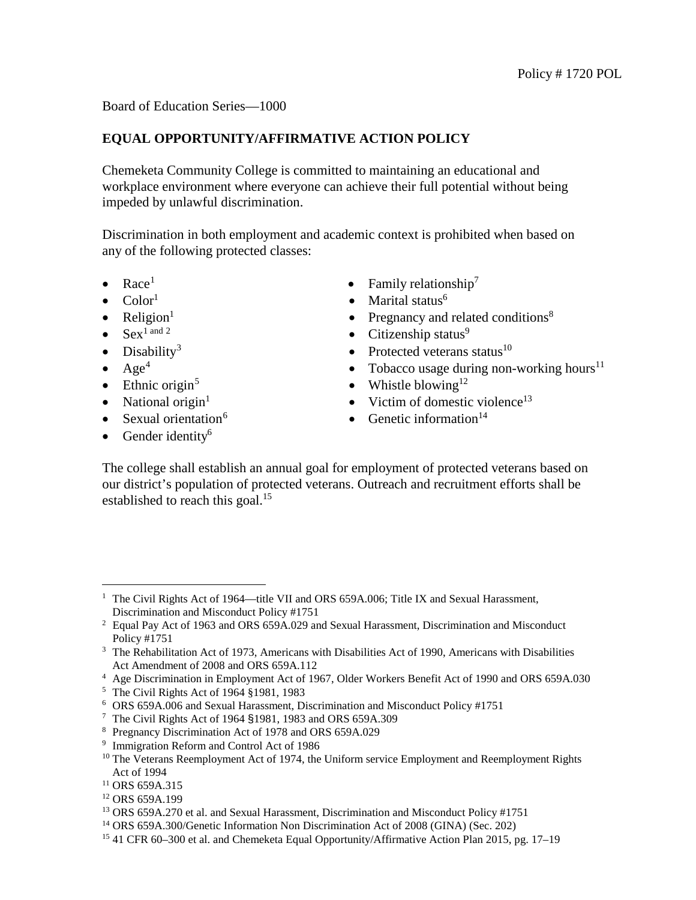Policy # 1720 POL

Board of Education Series—1000

**EQUAL OPPORTUNITY/AFFIRMATIVE ACTION POLICY**

Chemeketa Community College is committed to maintaining an educational and workplace environment where everyone can achieve their full potential without being impeded by unlawful discrimination.

Discrimination in both employment and academic context is prohibited when based on any of the following protected classes:

- Race[1]
- Color[1]
- Religion[1]
- Sex[1 and 2]
- Disability[3]
- Age[4]
- Ethnic origin[5]
- National origin[1]
- Sexual orientation[6]
- Gender identity[6]
- Family relationship[7]
- Marital status[6]
- Pregnancy and related conditions[8]
- Citizenship status[9]
- Protected veterans status[10]
- Tobacco usage during non-working hours[11]
- Whistle blowing[12]
- Victim of domestic violence[13]
- Genetic information[14]

The college shall establish an annual goal for employment of protected veterans based on our district's population of protected veterans. Outreach and recruitment efforts shall be established to reach this goal.[15]

---

[1] The Civil Rights Act of 1964—title VII and ORS 659A.006; Title IX and Sexual Harassment, Discrimination and Misconduct Policy #1751

[2] Equal Pay Act of 1963 and ORS 659A.029 and Sexual Harassment, Discrimination and Misconduct Policy #1751

[3] The Rehabilitation Act of 1973, Americans with Disabilities Act of 1990, Americans with Disabilities Act Amendment of 2008 and ORS 659A.112

[4] Age Discrimination in Employment Act of 1967, Older Workers Benefit Act of 1990 and ORS 659A.030

[5] The Civil Rights Act of 1964 §1981, 1983

[6] ORS 659A.006 and Sexual Harassment, Discrimination and Misconduct Policy #1751

[7] The Civil Rights Act of 1964 §1981, 1983 and ORS 659A.309

[8] Pregnancy Discrimination Act of 1978 and ORS 659A.029

[9] Immigration Reform and Control Act of 1986

[10] The Veterans Reemployment Act of 1974, the Uniform service Employment and Reemployment Rights Act of 1994

[11] ORS 659A.315

[12] ORS 659A.199

[13] ORS 659A.270 et al. and Sexual Harassment, Discrimination and Misconduct Policy #1751

[14] ORS 659A.300/Genetic Information Non Discrimination Act of 2008 (GINA) (Sec. 202)

[15] 41 CFR 60–300 et al. and Chemeketa Equal Opportunity/Affirmative Action Plan 2015, pg. 17–19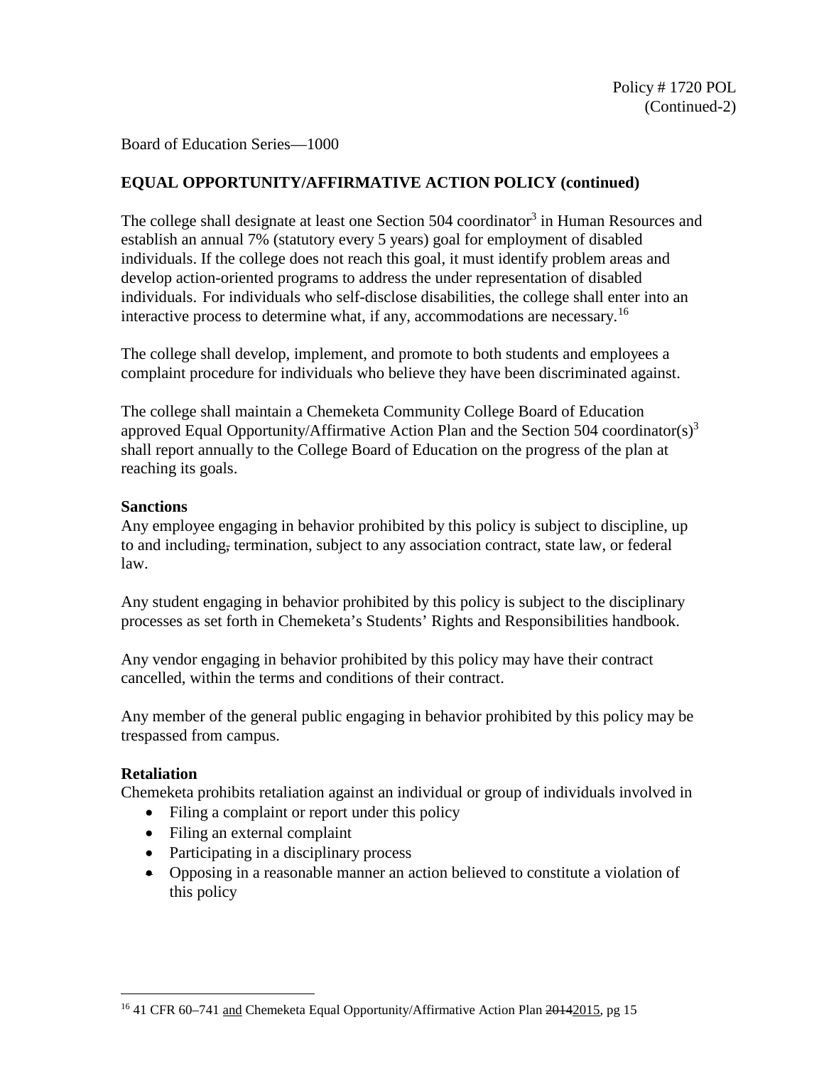Board of Education Series—1000

## EQUAL OPPORTUNITY/AFFIRMATIVE ACTION POLICY (continued)

The college shall designate at least one Section 504 coordinator[3] in Human Resources and establish an annual 7% (statutory every 5 years) goal for employment of disabled individuals. If the college does not reach this goal, it must identify problem areas and develop action-oriented programs to address the under representation of disabled individuals. For individuals who self-disclose disabilities, the college shall enter into an interactive process to determine what, if any, accommodations are necessary.[16]

The college shall develop, implement, and promote to both students and employees a complaint procedure for individuals who believe they have been discriminated against.

The college shall maintain a Chemeketa Community College Board of Education approved Equal Opportunity/Affirmative Action Plan and the Section 504 coordinator(s)[3] shall report annually to the College Board of Education on the progress of the plan at reaching its goals.

### Sanctions

Any employee engaging in behavior prohibited by this policy is subject to discipline, up to and including, termination, subject to any association contract, state law, or federal law.

Any student engaging in behavior prohibited by this policy is subject to the disciplinary processes as set forth in Chemeketa's Students' Rights and Responsibilities handbook.

Any vendor engaging in behavior prohibited by this policy may have their contract cancelled, within the terms and conditions of their contract.

Any member of the general public engaging in behavior prohibited by this policy may be trespassed from campus.

### Retaliation

Chemeketa prohibits retaliation against an individual or group of individuals involved in

- Filing a complaint or report under this policy
- Filing an external complaint
- Participating in a disciplinary process
- Opposing in a reasonable manner an action believed to constitute a violation of this policy

---

[16] 41 CFR 60–741 and Chemeketa Equal Opportunity/Affirmative Action Plan ~~2014~~2015, pg 15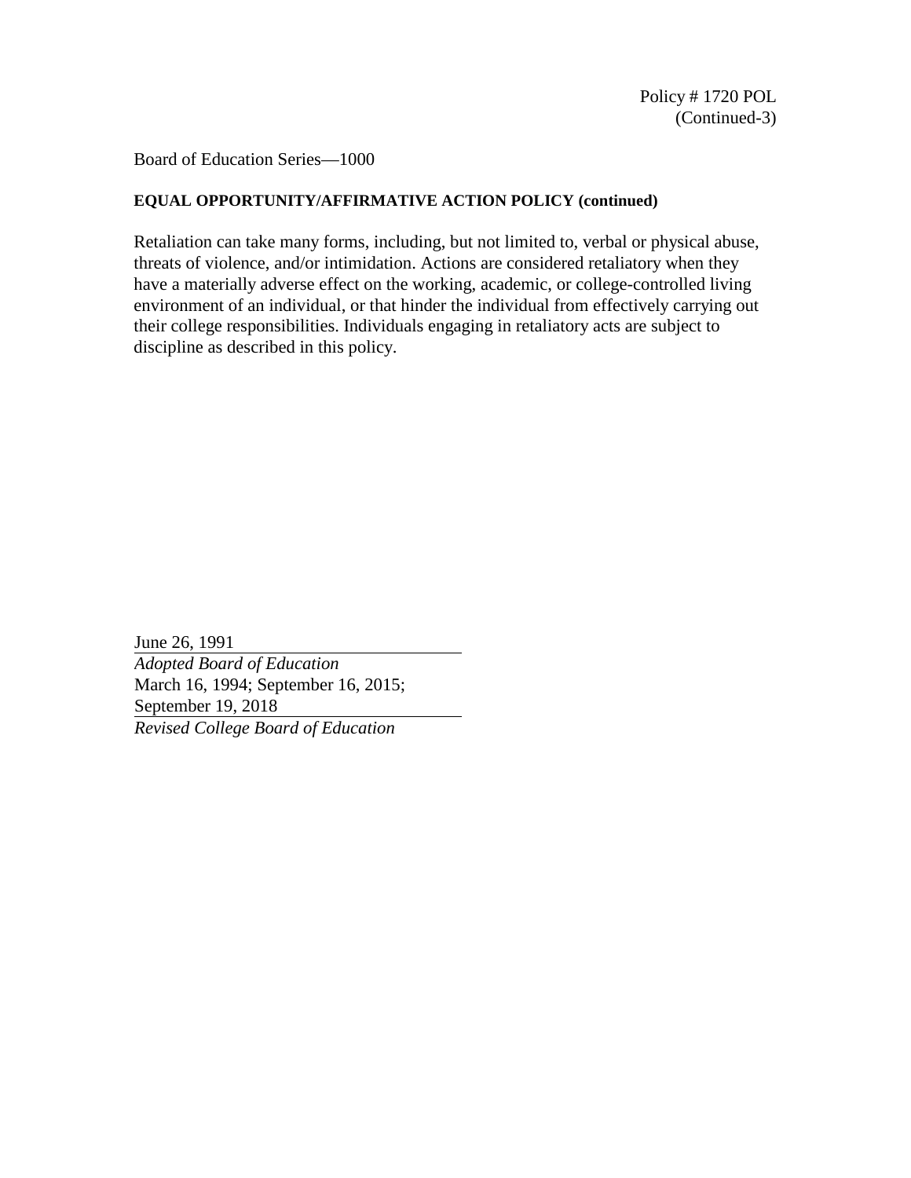Board of Education Series—1000

**EQUAL OPPORTUNITY/AFFIRMATIVE ACTION POLICY (continued)**

Retaliation can take many forms, including, but not limited to, verbal or physical abuse, threats of violence, and/or intimidation. Actions are considered retaliatory when they have a materially adverse effect on the working, academic, or college-controlled living environment of an individual, or that hinder the individual from effectively carrying out their college responsibilities. Individuals engaging in retaliatory acts are subject to discipline as described in this policy.

June 26, 1991
*Adopted Board of Education*
March 16, 1994; September 16, 2015; September 19, 2018
*Revised College Board of Education*